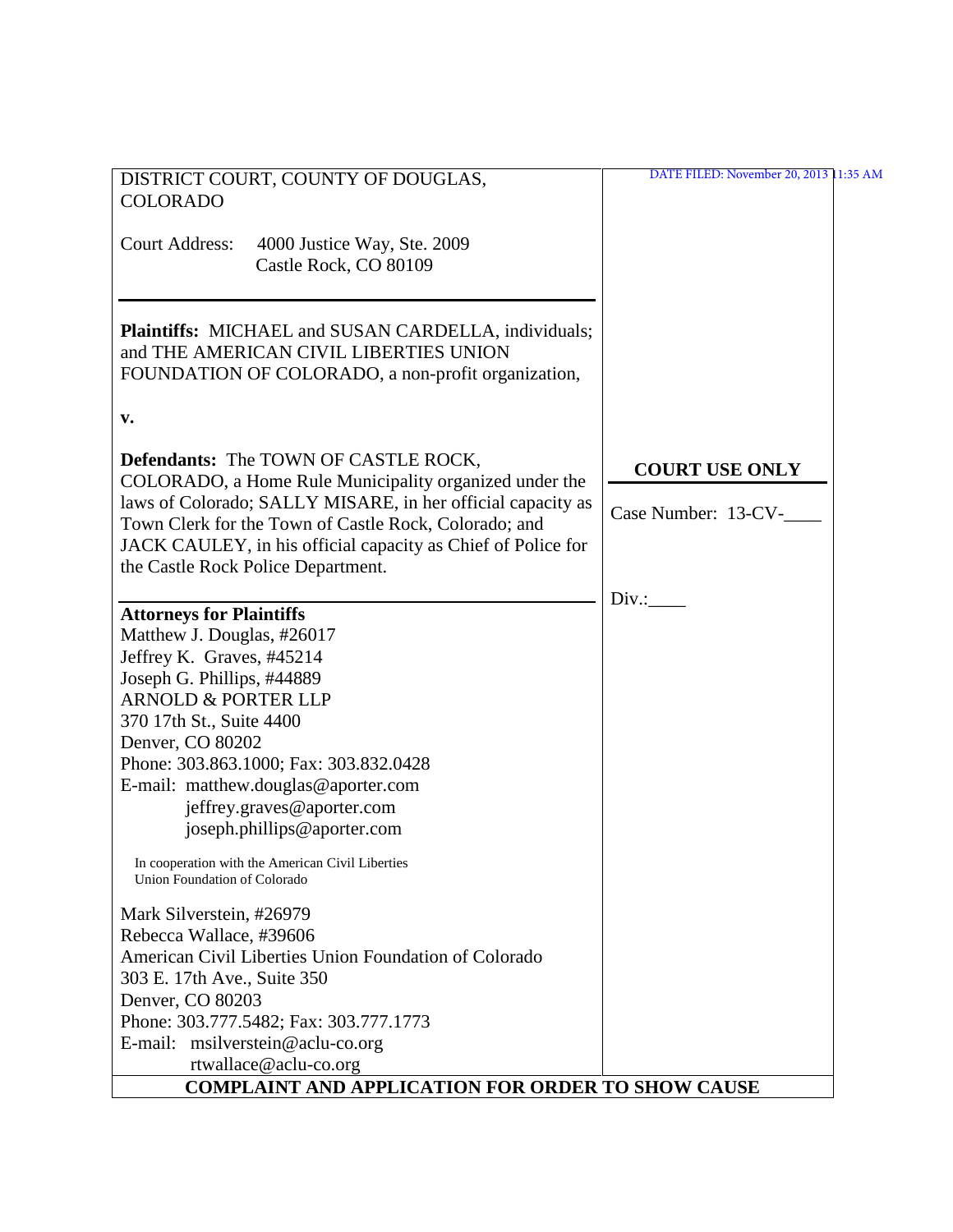DATE FILED: November 20, 2013 11:35 AM

DISTRICT COURT, COUNTY OF DOUGLAS, COLORADO

Court Address: 4000 Justice Way, Ste. 2009
Castle Rock, CO 80109

---

**Plaintiffs:** MICHAEL and SUSAN CARDELLA, individuals; and THE AMERICAN CIVIL LIBERTIES UNION FOUNDATION OF COLORADO, a non-profit organization,

**v.**

**Defendants:** The TOWN OF CASTLE ROCK, COLORADO, a Home Rule Municipality organized under the laws of Colorado; SALLY MISARE, in her official capacity as Town Clerk for the Town of Castle Rock, Colorado; and JACK CAULEY, in his official capacity as Chief of Police for the Castle Rock Police Department.

**COURT USE ONLY**

Case Number: 13-CV-____

Div.:____

---

**Attorneys for Plaintiffs**
Matthew J. Douglas, #26017
Jeffrey K. Graves, #45214
Joseph G. Phillips, #44889
ARNOLD & PORTER LLP
370 17th St., Suite 4400
Denver, CO 80202
Phone: 303.863.1000; Fax: 303.832.0428
E-mail: matthew.douglas@aporter.com
jeffrey.graves@aporter.com
joseph.phillips@aporter.com

In cooperation with the American Civil Liberties Union Foundation of Colorado

Mark Silverstein, #26979
Rebecca Wallace, #39606
American Civil Liberties Union Foundation of Colorado
303 E. 17th Ave., Suite 350
Denver, CO 80203
Phone: 303.777.5482; Fax: 303.777.1773
E-mail: msilverstein@aclu-co.org
rtwallace@aclu-co.org

**COMPLAINT AND APPLICATION FOR ORDER TO SHOW CAUSE**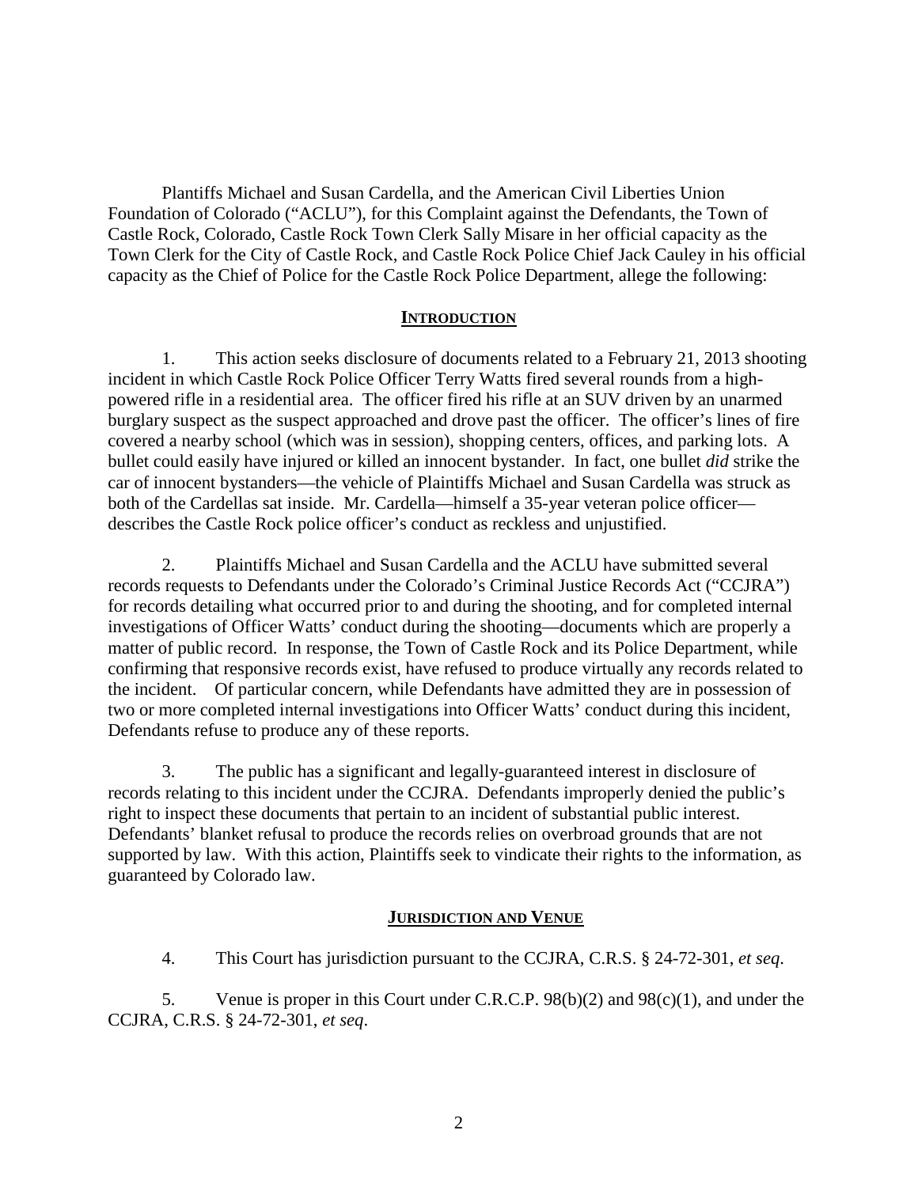Plantiffs Michael and Susan Cardella, and the American Civil Liberties Union Foundation of Colorado ("ACLU"), for this Complaint against the Defendants, the Town of Castle Rock, Colorado, Castle Rock Town Clerk Sally Misare in her official capacity as the Town Clerk for the City of Castle Rock, and Castle Rock Police Chief Jack Cauley in his official capacity as the Chief of Police for the Castle Rock Police Department, allege the following:

## **INTRODUCTION**

1. This action seeks disclosure of documents related to a February 21, 2013 shooting incident in which Castle Rock Police Officer Terry Watts fired several rounds from a high-powered rifle in a residential area. The officer fired his rifle at an SUV driven by an unarmed burglary suspect as the suspect approached and drove past the officer. The officer's lines of fire covered a nearby school (which was in session), shopping centers, offices, and parking lots. A bullet could easily have injured or killed an innocent bystander. In fact, one bullet *did* strike the car of innocent bystanders—the vehicle of Plaintiffs Michael and Susan Cardella was struck as both of the Cardellas sat inside. Mr. Cardella—himself a 35-year veteran police officer—describes the Castle Rock police officer's conduct as reckless and unjustified.

2. Plaintiffs Michael and Susan Cardella and the ACLU have submitted several records requests to Defendants under the Colorado's Criminal Justice Records Act ("CCJRA") for records detailing what occurred prior to and during the shooting, and for completed internal investigations of Officer Watts' conduct during the shooting—documents which are properly a matter of public record. In response, the Town of Castle Rock and its Police Department, while confirming that responsive records exist, have refused to produce virtually any records related to the incident. Of particular concern, while Defendants have admitted they are in possession of two or more completed internal investigations into Officer Watts' conduct during this incident, Defendants refuse to produce any of these reports.

3. The public has a significant and legally-guaranteed interest in disclosure of records relating to this incident under the CCJRA. Defendants improperly denied the public's right to inspect these documents that pertain to an incident of substantial public interest. Defendants' blanket refusal to produce the records relies on overbroad grounds that are not supported by law. With this action, Plaintiffs seek to vindicate their rights to the information, as guaranteed by Colorado law.

## **JURISDICTION AND VENUE**

4. This Court has jurisdiction pursuant to the CCJRA, C.R.S. § 24-72-301, *et seq*.

5. Venue is proper in this Court under C.R.C.P. 98(b)(2) and 98(c)(1), and under the CCJRA, C.R.S. § 24-72-301, *et seq*.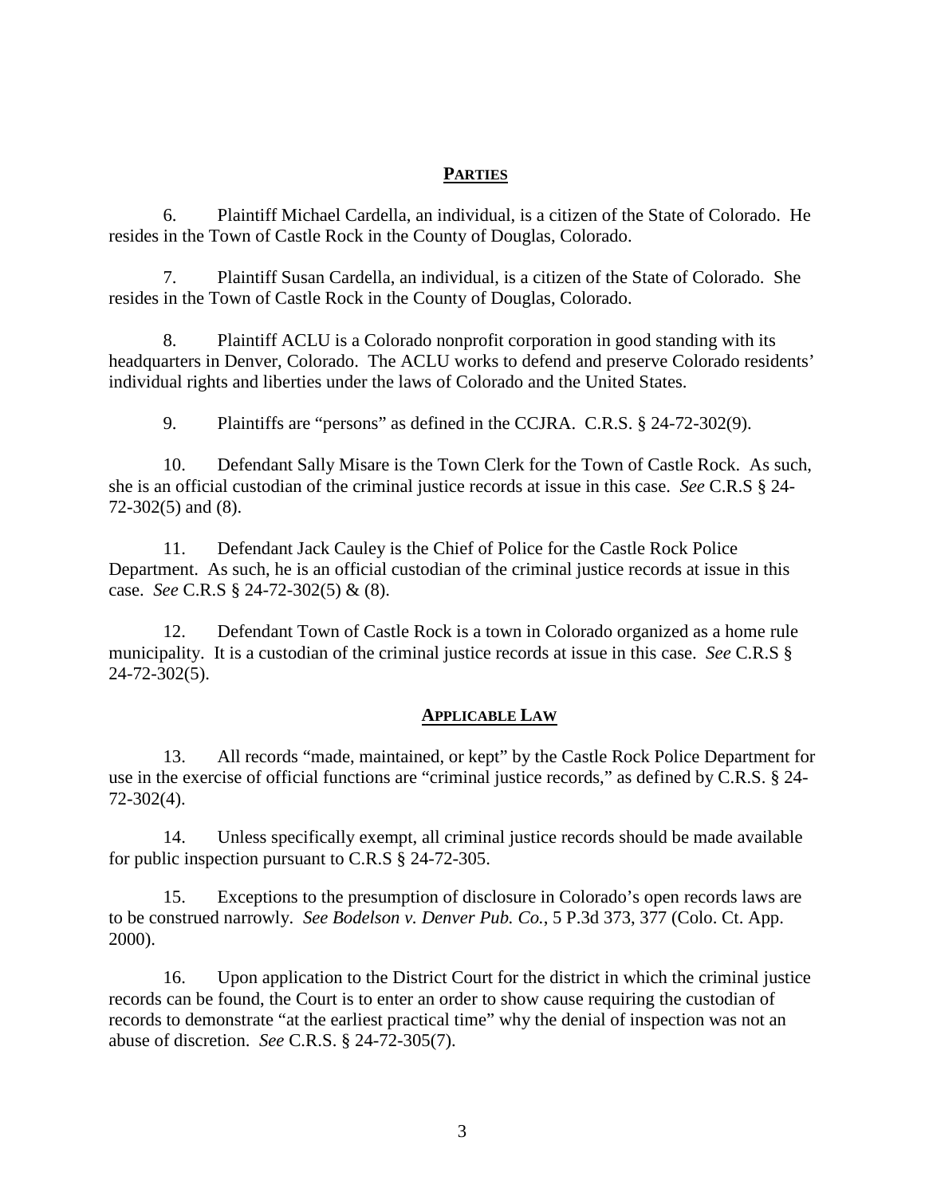## PARTIES

6. Plaintiff Michael Cardella, an individual, is a citizen of the State of Colorado. He resides in the Town of Castle Rock in the County of Douglas, Colorado.

7. Plaintiff Susan Cardella, an individual, is a citizen of the State of Colorado. She resides in the Town of Castle Rock in the County of Douglas, Colorado.

8. Plaintiff ACLU is a Colorado nonprofit corporation in good standing with its headquarters in Denver, Colorado. The ACLU works to defend and preserve Colorado residents' individual rights and liberties under the laws of Colorado and the United States.

9. Plaintiffs are "persons" as defined in the CCJRA. C.R.S. § 24-72-302(9).

10. Defendant Sally Misare is the Town Clerk for the Town of Castle Rock. As such, she is an official custodian of the criminal justice records at issue in this case. *See* C.R.S § 24-72-302(5) and (8).

11. Defendant Jack Cauley is the Chief of Police for the Castle Rock Police Department. As such, he is an official custodian of the criminal justice records at issue in this case. *See* C.R.S § 24-72-302(5) & (8).

12. Defendant Town of Castle Rock is a town in Colorado organized as a home rule municipality. It is a custodian of the criminal justice records at issue in this case. *See* C.R.S § 24-72-302(5).

## APPLICABLE LAW

13. All records "made, maintained, or kept" by the Castle Rock Police Department for use in the exercise of official functions are "criminal justice records," as defined by C.R.S. § 24-72-302(4).

14. Unless specifically exempt, all criminal justice records should be made available for public inspection pursuant to C.R.S § 24-72-305.

15. Exceptions to the presumption of disclosure in Colorado's open records laws are to be construed narrowly. *See Bodelson v. Denver Pub. Co.*, 5 P.3d 373, 377 (Colo. Ct. App. 2000).

16. Upon application to the District Court for the district in which the criminal justice records can be found, the Court is to enter an order to show cause requiring the custodian of records to demonstrate "at the earliest practical time" why the denial of inspection was not an abuse of discretion. *See* C.R.S. § 24-72-305(7).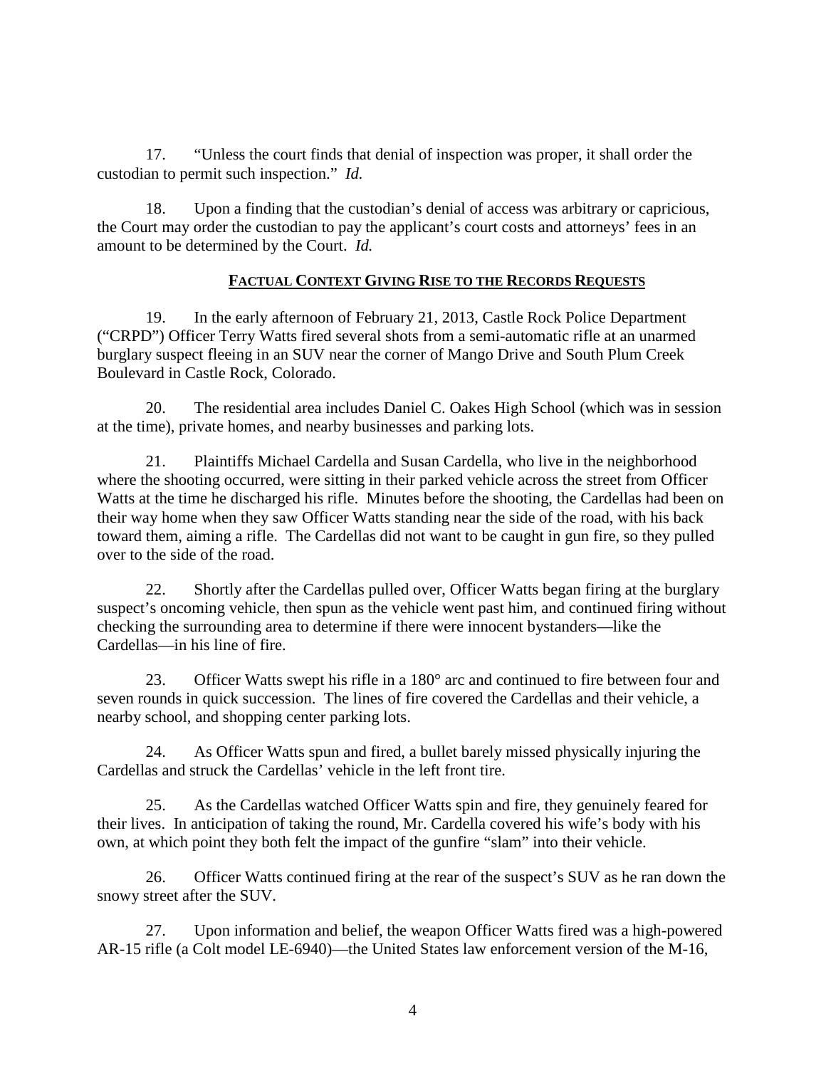17. "Unless the court finds that denial of inspection was proper, it shall order the custodian to permit such inspection." *Id.*

18. Upon a finding that the custodian's denial of access was arbitrary or capricious, the Court may order the custodian to pay the applicant's court costs and attorneys' fees in an amount to be determined by the Court. *Id.*

## **FACTUAL CONTEXT GIVING RISE TO THE RECORDS REQUESTS**

19. In the early afternoon of February 21, 2013, Castle Rock Police Department ("CRPD") Officer Terry Watts fired several shots from a semi-automatic rifle at an unarmed burglary suspect fleeing in an SUV near the corner of Mango Drive and South Plum Creek Boulevard in Castle Rock, Colorado.

20. The residential area includes Daniel C. Oakes High School (which was in session at the time), private homes, and nearby businesses and parking lots.

21. Plaintiffs Michael Cardella and Susan Cardella, who live in the neighborhood where the shooting occurred, were sitting in their parked vehicle across the street from Officer Watts at the time he discharged his rifle. Minutes before the shooting, the Cardellas had been on their way home when they saw Officer Watts standing near the side of the road, with his back toward them, aiming a rifle. The Cardellas did not want to be caught in gun fire, so they pulled over to the side of the road.

22. Shortly after the Cardellas pulled over, Officer Watts began firing at the burglary suspect's oncoming vehicle, then spun as the vehicle went past him, and continued firing without checking the surrounding area to determine if there were innocent bystanders—like the Cardellas—in his line of fire.

23. Officer Watts swept his rifle in a 180° arc and continued to fire between four and seven rounds in quick succession. The lines of fire covered the Cardellas and their vehicle, a nearby school, and shopping center parking lots.

24. As Officer Watts spun and fired, a bullet barely missed physically injuring the Cardellas and struck the Cardellas' vehicle in the left front tire.

25. As the Cardellas watched Officer Watts spin and fire, they genuinely feared for their lives. In anticipation of taking the round, Mr. Cardella covered his wife's body with his own, at which point they both felt the impact of the gunfire "slam" into their vehicle.

26. Officer Watts continued firing at the rear of the suspect's SUV as he ran down the snowy street after the SUV.

27. Upon information and belief, the weapon Officer Watts fired was a high-powered AR-15 rifle (a Colt model LE-6940)—the United States law enforcement version of the M-16,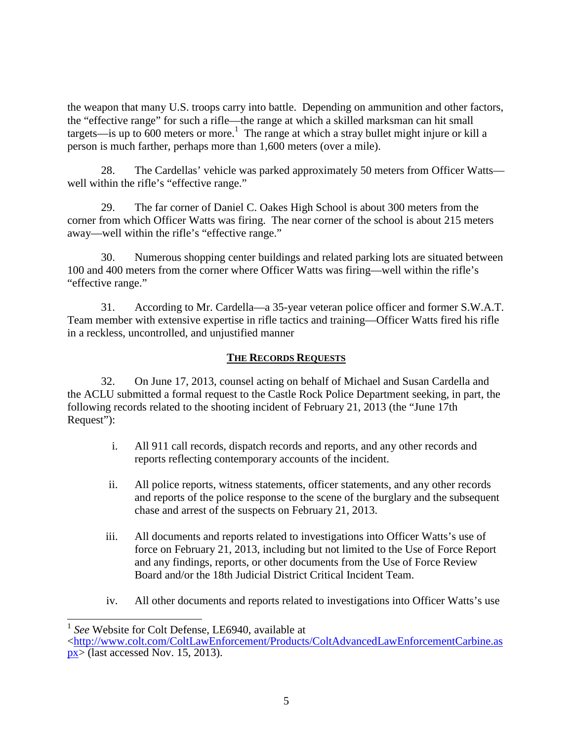the weapon that many U.S. troops carry into battle. Depending on ammunition and other factors, the "effective range" for such a rifle—the range at which a skilled marksman can hit small targets—is up to 600 meters or more.[1] The range at which a stray bullet might injure or kill a person is much farther, perhaps more than 1,600 meters (over a mile).

28. The Cardellas' vehicle was parked approximately 50 meters from Officer Watts—well within the rifle's "effective range."

29. The far corner of Daniel C. Oakes High School is about 300 meters from the corner from which Officer Watts was firing. The near corner of the school is about 215 meters away—well within the rifle's "effective range."

30. Numerous shopping center buildings and related parking lots are situated between 100 and 400 meters from the corner where Officer Watts was firing—well within the rifle's "effective range."

31. According to Mr. Cardella—a 35-year veteran police officer and former S.W.A.T. Team member with extensive expertise in rifle tactics and training—Officer Watts fired his rifle in a reckless, uncontrolled, and unjustified manner

## THE RECORDS REQUESTS

32. On June 17, 2013, counsel acting on behalf of Michael and Susan Cardella and the ACLU submitted a formal request to the Castle Rock Police Department seeking, in part, the following records related to the shooting incident of February 21, 2013 (the "June 17th Request"):

i. All 911 call records, dispatch records and reports, and any other records and reports reflecting contemporary accounts of the incident.

ii. All police reports, witness statements, officer statements, and any other records and reports of the police response to the scene of the burglary and the subsequent chase and arrest of the suspects on February 21, 2013.

iii. All documents and reports related to investigations into Officer Watts's use of force on February 21, 2013, including but not limited to the Use of Force Report and any findings, reports, or other documents from the Use of Force Review Board and/or the 18th Judicial District Critical Incident Team.

iv. All other documents and reports related to investigations into Officer Watts's use

---

[1] *See* Website for Colt Defense, LE6940, available at <http://www.colt.com/ColtLawEnforcement/Products/ColtAdvancedLawEnforcementCarbine.aspx> (last accessed Nov. 15, 2013).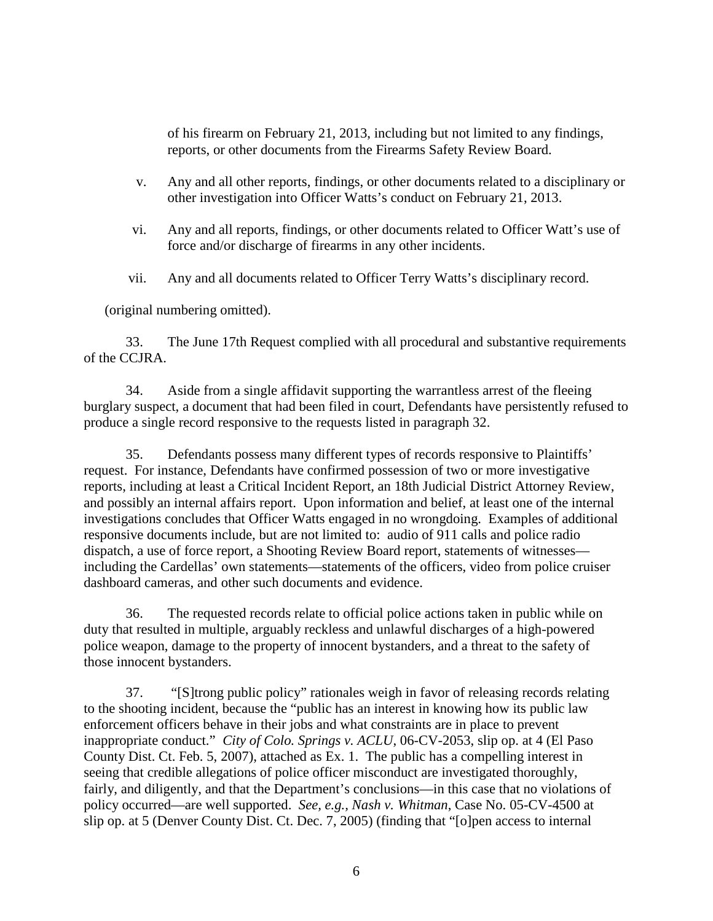of his firearm on February 21, 2013, including but not limited to any findings, reports, or other documents from the Firearms Safety Review Board.

v. Any and all other reports, findings, or other documents related to a disciplinary or other investigation into Officer Watts's conduct on February 21, 2013.

vi. Any and all reports, findings, or other documents related to Officer Watt's use of force and/or discharge of firearms in any other incidents.

vii. Any and all documents related to Officer Terry Watts's disciplinary record.

(original numbering omitted).

33. The June 17th Request complied with all procedural and substantive requirements of the CCJRA.

34. Aside from a single affidavit supporting the warrantless arrest of the fleeing burglary suspect, a document that had been filed in court, Defendants have persistently refused to produce a single record responsive to the requests listed in paragraph 32.

35. Defendants possess many different types of records responsive to Plaintiffs' request. For instance, Defendants have confirmed possession of two or more investigative reports, including at least a Critical Incident Report, an 18th Judicial District Attorney Review, and possibly an internal affairs report. Upon information and belief, at least one of the internal investigations concludes that Officer Watts engaged in no wrongdoing. Examples of additional responsive documents include, but are not limited to: audio of 911 calls and police radio dispatch, a use of force report, a Shooting Review Board report, statements of witnesses—including the Cardellas' own statements—statements of the officers, video from police cruiser dashboard cameras, and other such documents and evidence.

36. The requested records relate to official police actions taken in public while on duty that resulted in multiple, arguably reckless and unlawful discharges of a high-powered police weapon, damage to the property of innocent bystanders, and a threat to the safety of those innocent bystanders.

37. "[S]trong public policy" rationales weigh in favor of releasing records relating to the shooting incident, because the "public has an interest in knowing how its public law enforcement officers behave in their jobs and what constraints are in place to prevent inappropriate conduct." *City of Colo. Springs v. ACLU*, 06-CV-2053, slip op. at 4 (El Paso County Dist. Ct. Feb. 5, 2007), attached as Ex. 1. The public has a compelling interest in seeing that credible allegations of police officer misconduct are investigated thoroughly, fairly, and diligently, and that the Department's conclusions—in this case that no violations of policy occurred—are well supported. *See, e.g.*, *Nash v. Whitman*, Case No. 05-CV-4500 at slip op. at 5 (Denver County Dist. Ct. Dec. 7, 2005) (finding that "[o]pen access to internal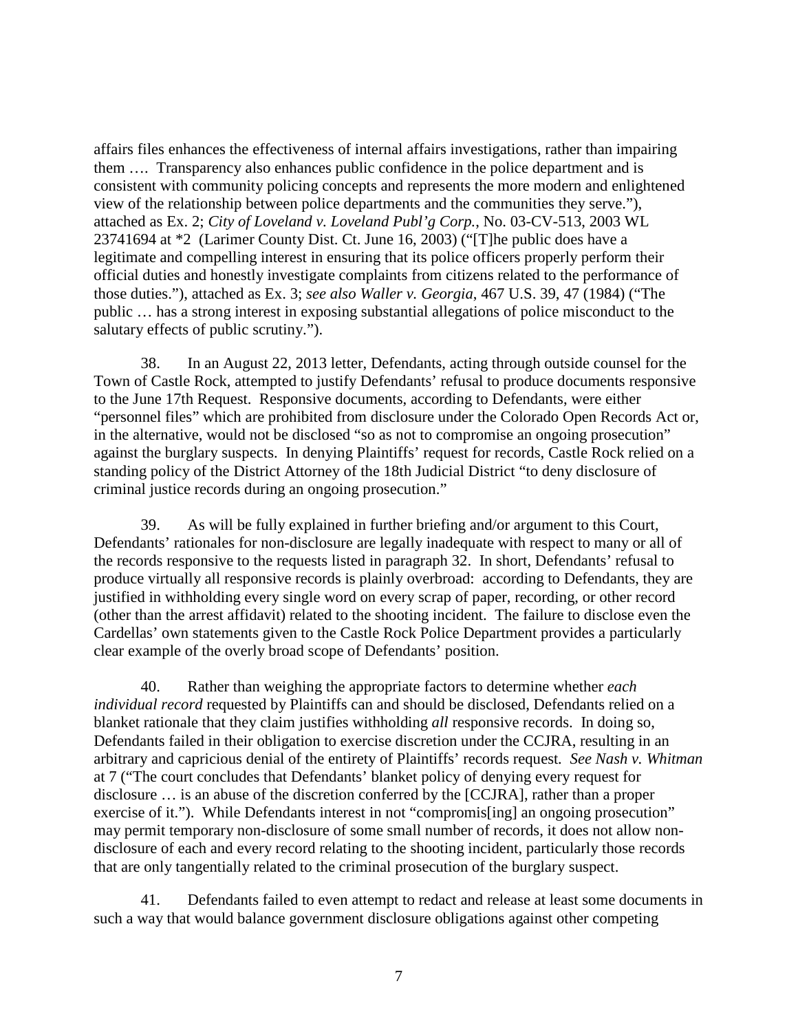affairs files enhances the effectiveness of internal affairs investigations, rather than impairing them …. Transparency also enhances public confidence in the police department and is consistent with community policing concepts and represents the more modern and enlightened view of the relationship between police departments and the communities they serve."), attached as Ex. 2; *City of Loveland v. Loveland Publ'g Corp.*, No. 03-CV-513, 2003 WL 23741694 at *2 (Larimer County Dist. Ct. June 16, 2003) ("[T]he public does have a legitimate and compelling interest in ensuring that its police officers properly perform their official duties and honestly investigate complaints from citizens related to the performance of those duties."), attached as Ex. 3; *see also Waller v. Georgia*, 467 U.S. 39, 47 (1984) ("The public … has a strong interest in exposing substantial allegations of police misconduct to the salutary effects of public scrutiny.").

38. In an August 22, 2013 letter, Defendants, acting through outside counsel for the Town of Castle Rock, attempted to justify Defendants' refusal to produce documents responsive to the June 17th Request. Responsive documents, according to Defendants, were either "personnel files" which are prohibited from disclosure under the Colorado Open Records Act or, in the alternative, would not be disclosed "so as not to compromise an ongoing prosecution" against the burglary suspects. In denying Plaintiffs' request for records, Castle Rock relied on a standing policy of the District Attorney of the 18th Judicial District "to deny disclosure of criminal justice records during an ongoing prosecution."

39. As will be fully explained in further briefing and/or argument to this Court, Defendants' rationales for non-disclosure are legally inadequate with respect to many or all of the records responsive to the requests listed in paragraph 32. In short, Defendants' refusal to produce virtually all responsive records is plainly overbroad: according to Defendants, they are justified in withholding every single word on every scrap of paper, recording, or other record (other than the arrest affidavit) related to the shooting incident. The failure to disclose even the Cardellas' own statements given to the Castle Rock Police Department provides a particularly clear example of the overly broad scope of Defendants' position.

40. Rather than weighing the appropriate factors to determine whether *each individual record* requested by Plaintiffs can and should be disclosed, Defendants relied on a blanket rationale that they claim justifies withholding *all* responsive records. In doing so, Defendants failed in their obligation to exercise discretion under the CCJRA, resulting in an arbitrary and capricious denial of the entirety of Plaintiffs' records request. *See Nash v. Whitman* at 7 ("The court concludes that Defendants' blanket policy of denying every request for disclosure … is an abuse of the discretion conferred by the [CCJRA], rather than a proper exercise of it."). While Defendants interest in not "compromis[ing] an ongoing prosecution" may permit temporary non-disclosure of some small number of records, it does not allow non-disclosure of each and every record relating to the shooting incident, particularly those records that are only tangentially related to the criminal prosecution of the burglary suspect.

41. Defendants failed to even attempt to redact and release at least some documents in such a way that would balance government disclosure obligations against other competing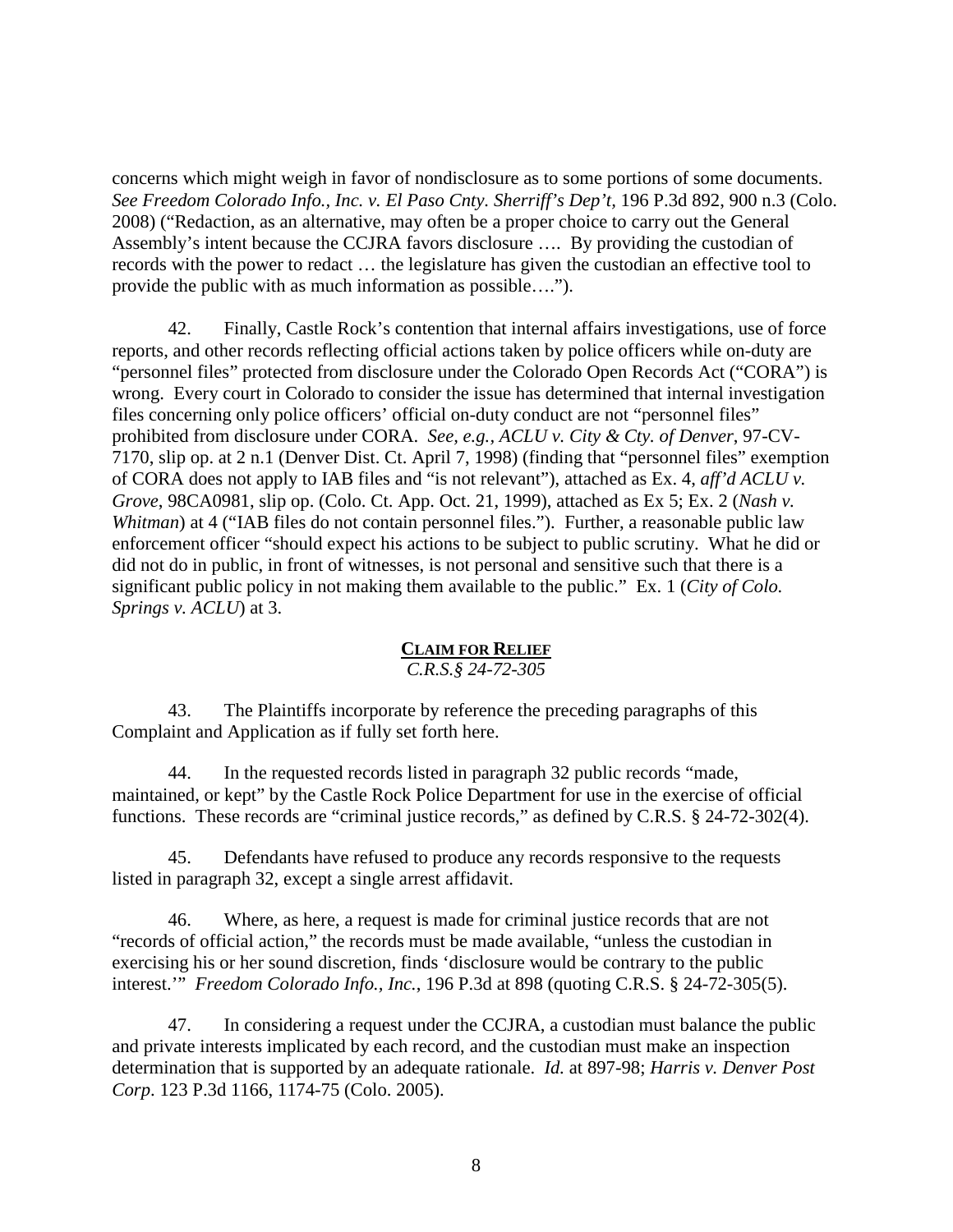concerns which might weigh in favor of nondisclosure as to some portions of some documents. *See Freedom Colorado Info., Inc. v. El Paso Cnty. Sherriff's Dep't*, 196 P.3d 892, 900 n.3 (Colo. 2008) ("Redaction, as an alternative, may often be a proper choice to carry out the General Assembly's intent because the CCJRA favors disclosure …. By providing the custodian of records with the power to redact … the legislature has given the custodian an effective tool to provide the public with as much information as possible….").

42. Finally, Castle Rock's contention that internal affairs investigations, use of force reports, and other records reflecting official actions taken by police officers while on-duty are "personnel files" protected from disclosure under the Colorado Open Records Act ("CORA") is wrong. Every court in Colorado to consider the issue has determined that internal investigation files concerning only police officers' official on-duty conduct are not "personnel files" prohibited from disclosure under CORA. *See, e.g., ACLU v. City & Cty. of Denver*, 97-CV-7170, slip op. at 2 n.1 (Denver Dist. Ct. April 7, 1998) (finding that "personnel files" exemption of CORA does not apply to IAB files and "is not relevant"), attached as Ex. 4, *aff'd ACLU v. Grove*, 98CA0981, slip op. (Colo. Ct. App. Oct. 21, 1999), attached as Ex 5; Ex. 2 (*Nash v. Whitman*) at 4 ("IAB files do not contain personnel files."). Further, a reasonable public law enforcement officer "should expect his actions to be subject to public scrutiny. What he did or did not do in public, in front of witnesses, is not personal and sensitive such that there is a significant public policy in not making them available to the public." Ex. 1 (*City of Colo. Springs v. ACLU*) at 3.

## CLAIM FOR RELIEF

*C.R.S.§ 24-72-305*

43. The Plaintiffs incorporate by reference the preceding paragraphs of this Complaint and Application as if fully set forth here.

44. In the requested records listed in paragraph 32 public records "made, maintained, or kept" by the Castle Rock Police Department for use in the exercise of official functions. These records are "criminal justice records," as defined by C.R.S. § 24-72-302(4).

45. Defendants have refused to produce any records responsive to the requests listed in paragraph 32, except a single arrest affidavit.

46. Where, as here, a request is made for criminal justice records that are not "records of official action," the records must be made available, "unless the custodian in exercising his or her sound discretion, finds 'disclosure would be contrary to the public interest.'" *Freedom Colorado Info., Inc.*, 196 P.3d at 898 (quoting C.R.S. § 24-72-305(5).

47. In considering a request under the CCJRA, a custodian must balance the public and private interests implicated by each record, and the custodian must make an inspection determination that is supported by an adequate rationale. *Id.* at 897-98; *Harris v. Denver Post Corp*. 123 P.3d 1166, 1174-75 (Colo. 2005).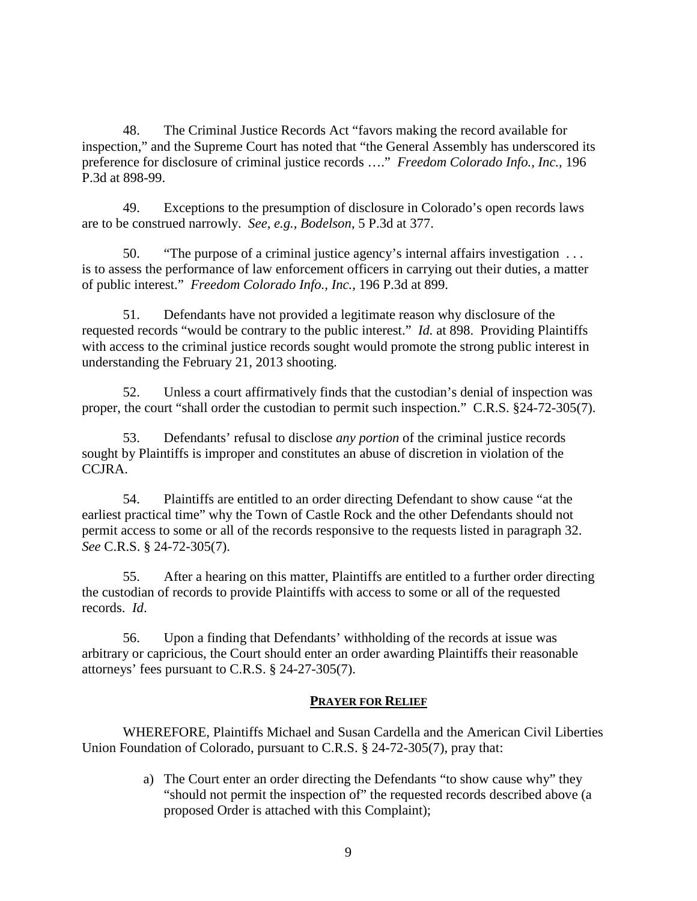48. The Criminal Justice Records Act "favors making the record available for inspection," and the Supreme Court has noted that "the General Assembly has underscored its preference for disclosure of criminal justice records …." *Freedom Colorado Info., Inc.*, 196 P.3d at 898-99.

49. Exceptions to the presumption of disclosure in Colorado's open records laws are to be construed narrowly. *See, e.g., Bodelson*, 5 P.3d at 377.

50. "The purpose of a criminal justice agency's internal affairs investigation . . . is to assess the performance of law enforcement officers in carrying out their duties, a matter of public interest." *Freedom Colorado Info., Inc.*, 196 P.3d at 899.

51. Defendants have not provided a legitimate reason why disclosure of the requested records "would be contrary to the public interest." *Id.* at 898. Providing Plaintiffs with access to the criminal justice records sought would promote the strong public interest in understanding the February 21, 2013 shooting.

52. Unless a court affirmatively finds that the custodian's denial of inspection was proper, the court "shall order the custodian to permit such inspection." C.R.S. §24-72-305(7).

53. Defendants' refusal to disclose *any portion* of the criminal justice records sought by Plaintiffs is improper and constitutes an abuse of discretion in violation of the CCJRA.

54. Plaintiffs are entitled to an order directing Defendant to show cause "at the earliest practical time" why the Town of Castle Rock and the other Defendants should not permit access to some or all of the records responsive to the requests listed in paragraph 32. *See* C.R.S. § 24-72-305(7).

55. After a hearing on this matter, Plaintiffs are entitled to a further order directing the custodian of records to provide Plaintiffs with access to some or all of the requested records. *Id*.

56. Upon a finding that Defendants' withholding of the records at issue was arbitrary or capricious, the Court should enter an order awarding Plaintiffs their reasonable attorneys' fees pursuant to C.R.S. § 24-27-305(7).

## **PRAYER FOR RELIEF**

WHEREFORE, Plaintiffs Michael and Susan Cardella and the American Civil Liberties Union Foundation of Colorado, pursuant to C.R.S. § 24-72-305(7), pray that:

a) The Court enter an order directing the Defendants "to show cause why" they "should not permit the inspection of" the requested records described above (a proposed Order is attached with this Complaint);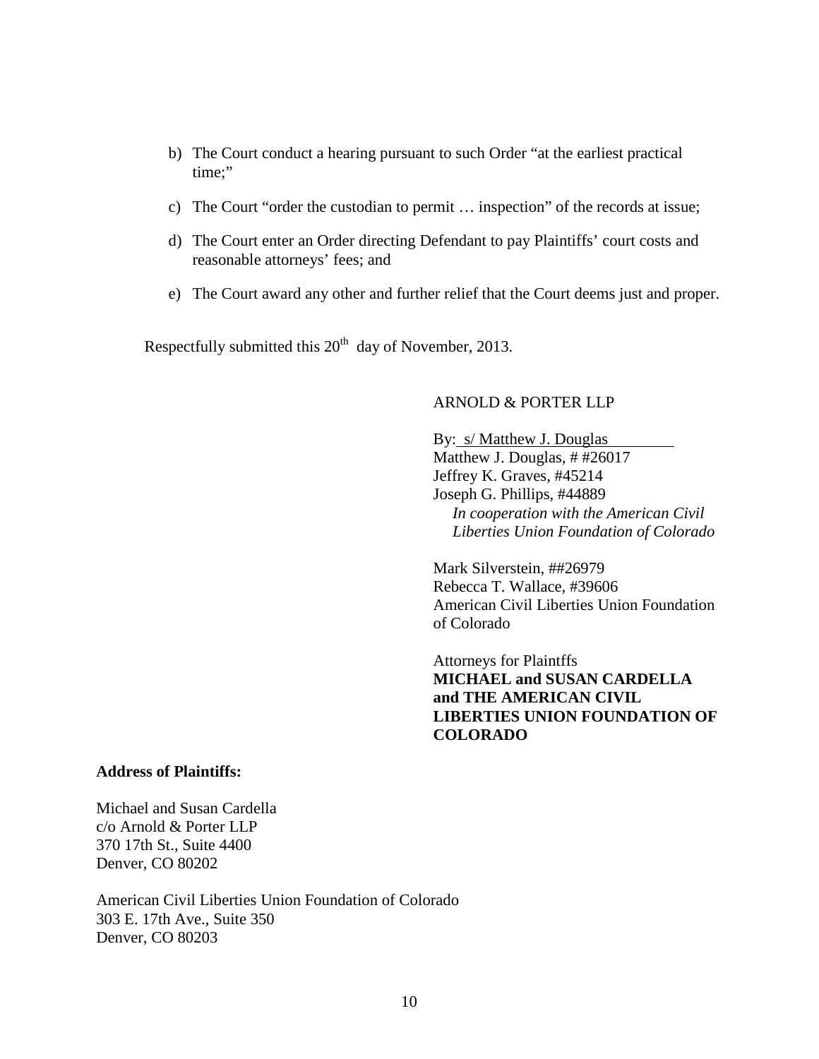b) The Court conduct a hearing pursuant to such Order "at the earliest practical time;"

c) The Court "order the custodian to permit … inspection" of the records at issue;

d) The Court enter an Order directing Defendant to pay Plaintiffs' court costs and reasonable attorneys' fees; and

e) The Court award any other and further relief that the Court deems just and proper.

Respectfully submitted this 20th day of November, 2013.

ARNOLD & PORTER LLP

By: s/ Matthew J. Douglas
Matthew J. Douglas, # #26017
Jeffrey K. Graves, #45214
Joseph G. Phillips, #44889
*In cooperation with the American Civil Liberties Union Foundation of Colorado*

Mark Silverstein, ##26979
Rebecca T. Wallace, #39606
American Civil Liberties Union Foundation of Colorado

Attorneys for Plaintffs
**MICHAEL and SUSAN CARDELLA and THE AMERICAN CIVIL LIBERTIES UNION FOUNDATION OF COLORADO**

**Address of Plaintiffs:**

Michael and Susan Cardella
c/o Arnold & Porter LLP
370 17th St., Suite 4400
Denver, CO 80202

American Civil Liberties Union Foundation of Colorado
303 E. 17th Ave., Suite 350
Denver, CO 80203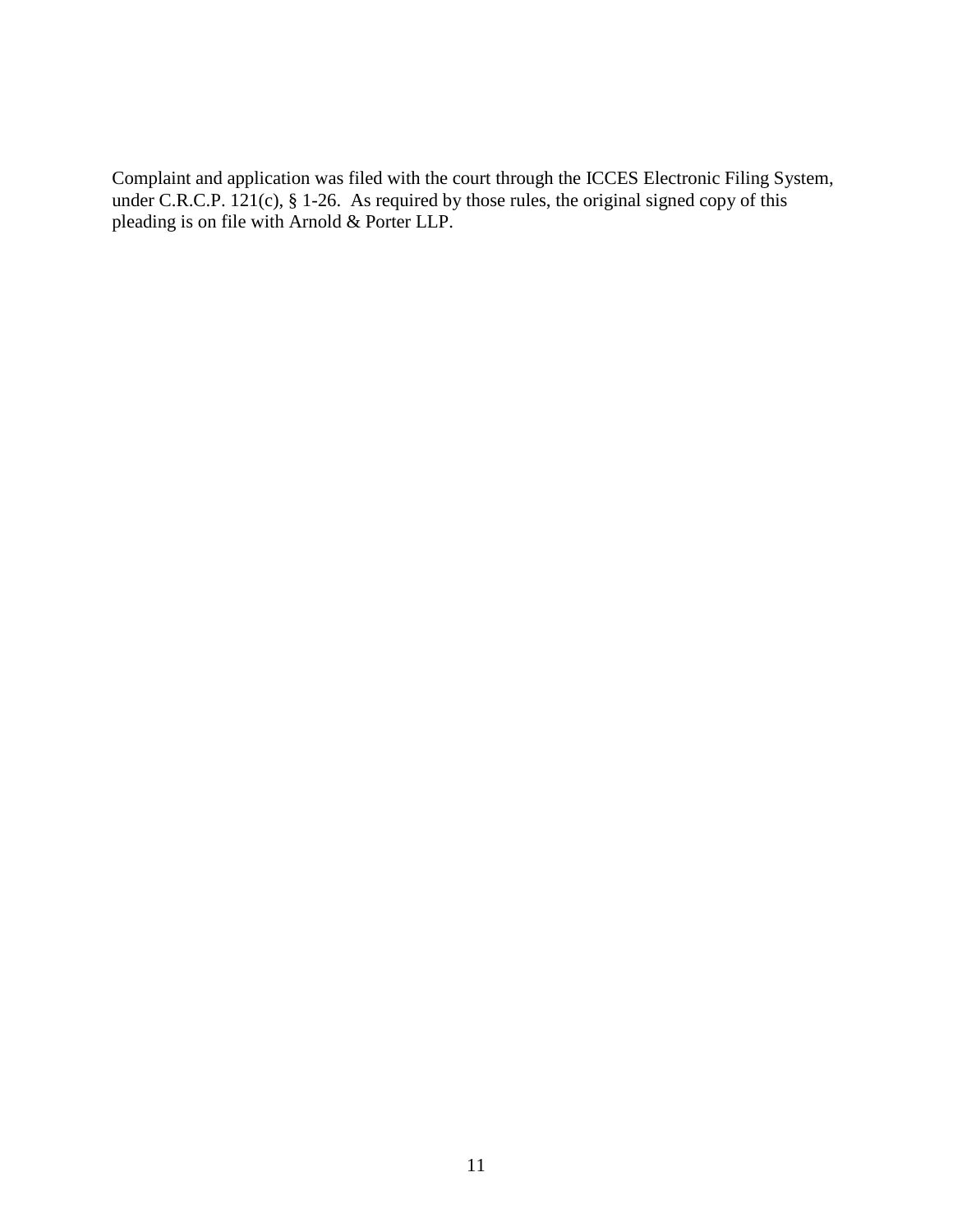Complaint and application was filed with the court through the ICCES Electronic Filing System, under C.R.C.P. 121(c), § 1-26. As required by those rules, the original signed copy of this pleading is on file with Arnold & Porter LLP.